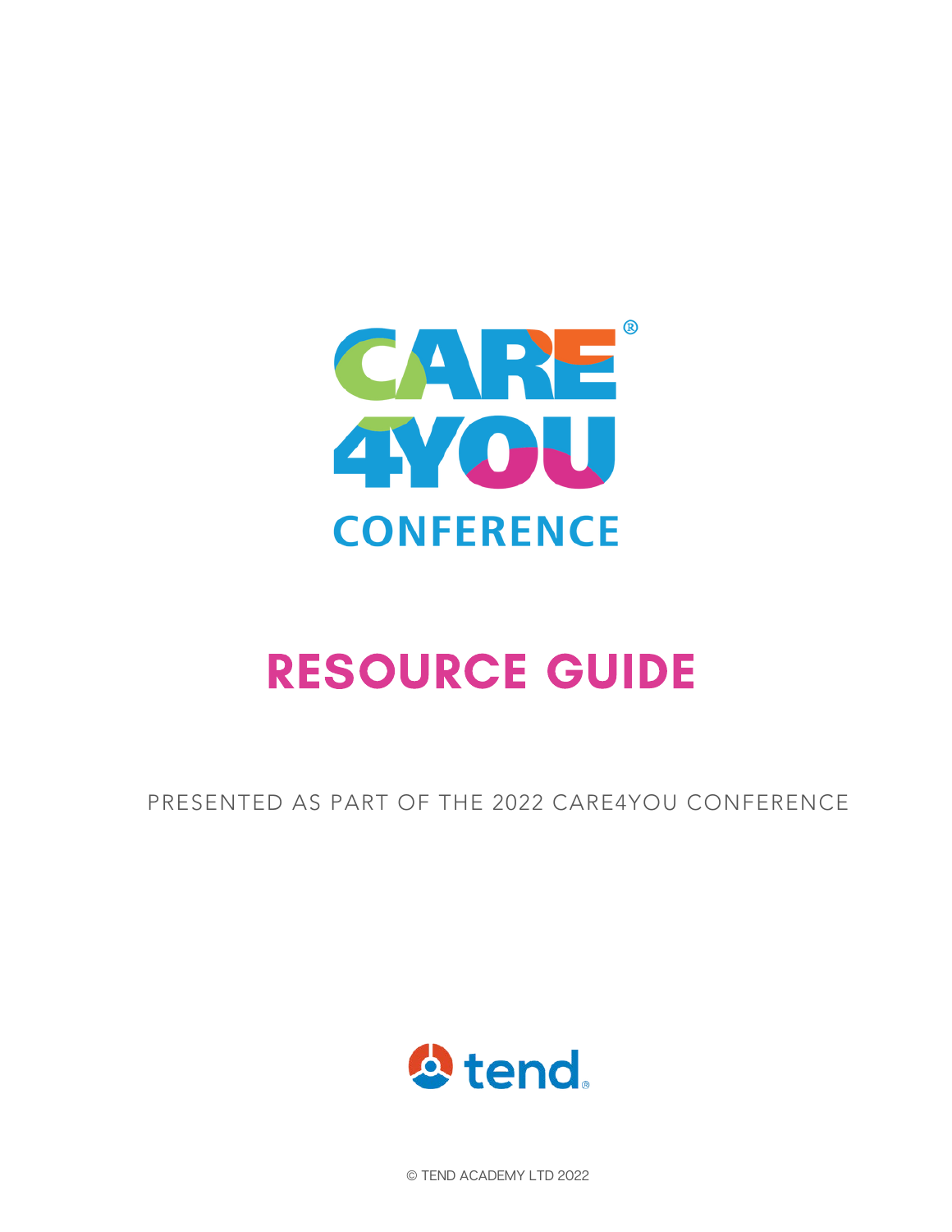# CARE 4YOU® CONFERENCE

# RESOURCE GUIDE

PRESENTED AS PART OF THE 2022 CARE4YOU CONFERENCE

tend®

© TEND ACADEMY LTD 2022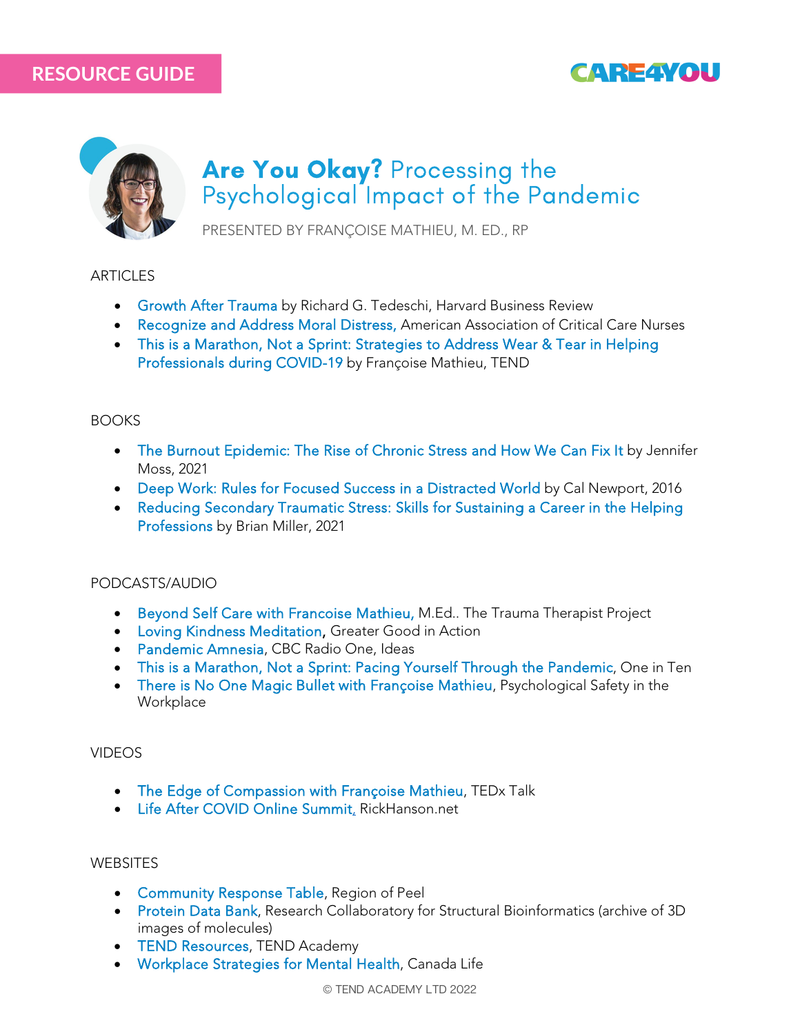RESOURCE GUIDE

CARE4YOU

# **Are You Okay?** Processing the Psychological Impact of the Pandemic

PRESENTED BY FRANÇOISE MATHIEU, M. ED., RP

## ARTICLES

- Growth After Trauma by Richard G. Tedeschi, Harvard Business Review
- Recognize and Address Moral Distress, American Association of Critical Care Nurses
- This is a Marathon, Not a Sprint: Strategies to Address Wear & Tear in Helping Professionals during COVID-19 by Françoise Mathieu, TEND

## BOOKS

- The Burnout Epidemic: The Rise of Chronic Stress and How We Can Fix It by Jennifer Moss, 2021
- Deep Work: Rules for Focused Success in a Distracted World by Cal Newport, 2016
- Reducing Secondary Traumatic Stress: Skills for Sustaining a Career in the Helping Professions by Brian Miller, 2021

## PODCASTS/AUDIO

- Beyond Self Care with Francoise Mathieu, M.Ed.. The Trauma Therapist Project
- Loving Kindness Meditation, Greater Good in Action
- Pandemic Amnesia, CBC Radio One, Ideas
- This is a Marathon, Not a Sprint: Pacing Yourself Through the Pandemic, One in Ten
- There is No One Magic Bullet with Françoise Mathieu, Psychological Safety in the Workplace

## VIDEOS

- The Edge of Compassion with Françoise Mathieu, TEDx Talk
- Life After COVID Online Summit, RickHanson.net

## WEBSITES

- Community Response Table, Region of Peel
- Protein Data Bank, Research Collaboratory for Structural Bioinformatics (archive of 3D images of molecules)
- TEND Resources, TEND Academy
- Workplace Strategies for Mental Health, Canada Life

© TEND ACADEMY LTD 2022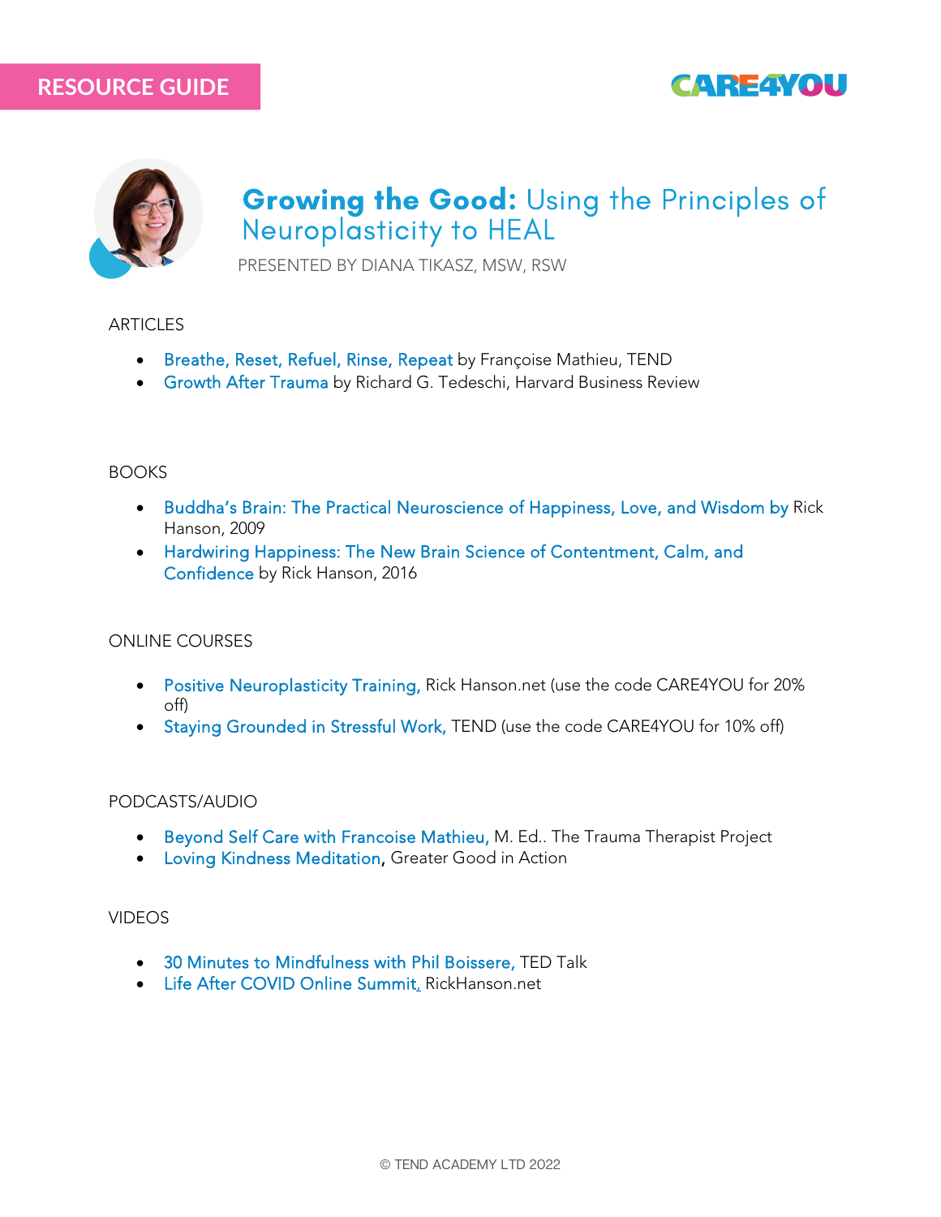RESOURCE GUIDE

CARE4YOU

# Growing the Good: Using the Principles of Neuroplasticity to HEAL

PRESENTED BY DIANA TIKASZ, MSW, RSW

## ARTICLES

- Breathe, Reset, Refuel, Rinse, Repeat by Françoise Mathieu, TEND
- Growth After Trauma by Richard G. Tedeschi, Harvard Business Review

## BOOKS

- Buddha's Brain: The Practical Neuroscience of Happiness, Love, and Wisdom by Rick Hanson, 2009
- Hardwiring Happiness: The New Brain Science of Contentment, Calm, and Confidence by Rick Hanson, 2016

## ONLINE COURSES

- Positive Neuroplasticity Training, Rick Hanson.net (use the code CARE4YOU for 20% off)
- Staying Grounded in Stressful Work, TEND (use the code CARE4YOU for 10% off)

## PODCASTS/AUDIO

- Beyond Self Care with Francoise Mathieu, M. Ed.. The Trauma Therapist Project
- Loving Kindness Meditation, Greater Good in Action

## VIDEOS

- 30 Minutes to Mindfulness with Phil Boissere, TED Talk
- Life After COVID Online Summit, RickHanson.net

© TEND ACADEMY LTD 2022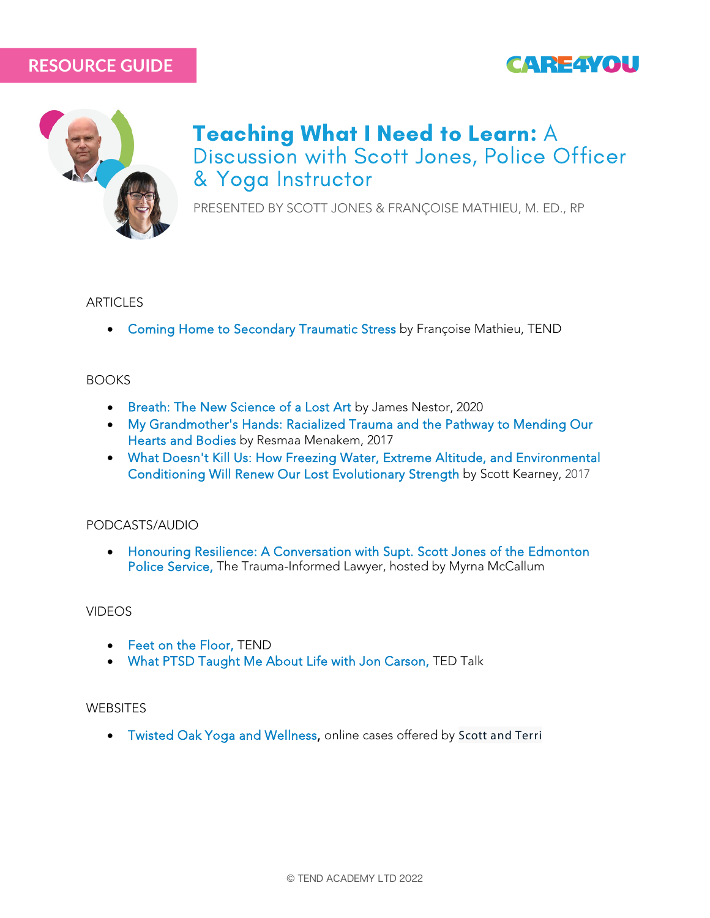RESOURCE GUIDE

CARE4YOU

# Teaching What I Need to Learn: A Discussion with Scott Jones, Police Officer & Yoga Instructor

PRESENTED BY SCOTT JONES & FRANÇOISE MATHIEU, M. ED., RP

## ARTICLES

- Coming Home to Secondary Traumatic Stress by Françoise Mathieu, TEND

## BOOKS

- Breath: The New Science of a Lost Art by James Nestor, 2020
- My Grandmother's Hands: Racialized Trauma and the Pathway to Mending Our Hearts and Bodies by Resmaa Menakem, 2017
- What Doesn't Kill Us: How Freezing Water, Extreme Altitude, and Environmental Conditioning Will Renew Our Lost Evolutionary Strength by Scott Kearney, 2017

## PODCASTS/AUDIO

- Honouring Resilience: A Conversation with Supt. Scott Jones of the Edmonton Police Service, The Trauma-Informed Lawyer, hosted by Myrna McCallum

## VIDEOS

- Feet on the Floor, TEND
- What PTSD Taught Me About Life with Jon Carson, TED Talk

## WEBSITES

- Twisted Oak Yoga and Wellness, online cases offered by Scott and Terri

© TEND ACADEMY LTD 2022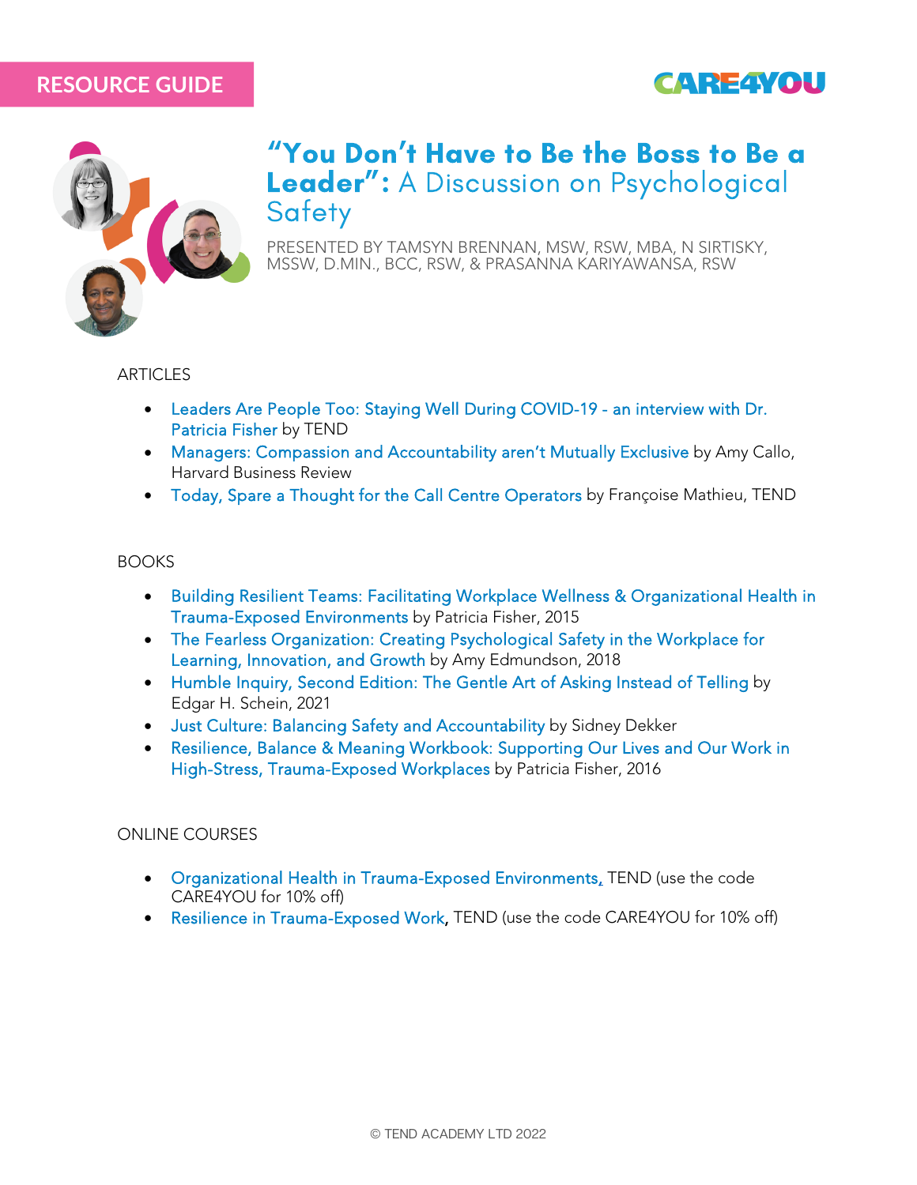RESOURCE GUIDE

CARE4YOU

# "You Don't Have to Be the Boss to Be a Leader": A Discussion on Psychological Safety

PRESENTED BY TAMSYN BRENNAN, MSW, RSW, MBA, N SIRTISKY, MSSW, D.MIN., BCC, RSW, & PRASANNA KARIYAWANSA, RSW

## ARTICLES

- Leaders Are People Too: Staying Well During COVID-19 - an interview with Dr. Patricia Fisher by TEND
- Managers: Compassion and Accountability aren't Mutually Exclusive by Amy Callo, Harvard Business Review
- Today, Spare a Thought for the Call Centre Operators by Françoise Mathieu, TEND

## BOOKS

- Building Resilient Teams: Facilitating Workplace Wellness & Organizational Health in Trauma-Exposed Environments by Patricia Fisher, 2015
- The Fearless Organization: Creating Psychological Safety in the Workplace for Learning, Innovation, and Growth by Amy Edmundson, 2018
- Humble Inquiry, Second Edition: The Gentle Art of Asking Instead of Telling by Edgar H. Schein, 2021
- Just Culture: Balancing Safety and Accountability by Sidney Dekker
- Resilience, Balance & Meaning Workbook: Supporting Our Lives and Our Work in High-Stress, Trauma-Exposed Workplaces by Patricia Fisher, 2016

## ONLINE COURSES

- Organizational Health in Trauma-Exposed Environments, TEND (use the code CARE4YOU for 10% off)
- Resilience in Trauma-Exposed Work, TEND (use the code CARE4YOU for 10% off)

© TEND ACADEMY LTD 2022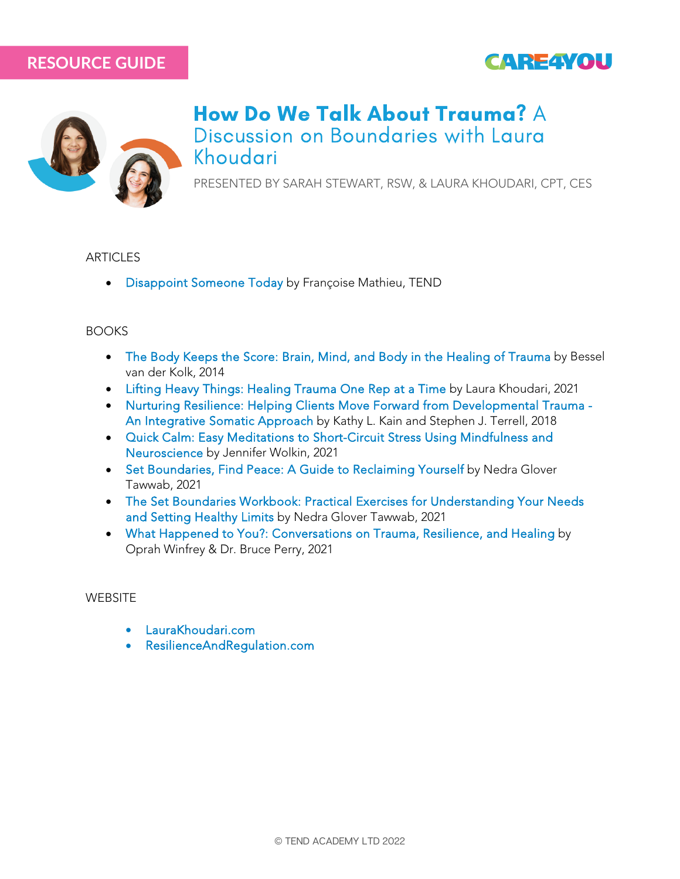RESOURCE GUIDE

CARE4YOU

# How Do We Talk About Trauma? A Discussion on Boundaries with Laura Khoudari

PRESENTED BY SARAH STEWART, RSW, & LAURA KHOUDARI, CPT, CES

## ARTICLES

- Disappoint Someone Today by Françoise Mathieu, TEND

## BOOKS

- The Body Keeps the Score: Brain, Mind, and Body in the Healing of Trauma by Bessel van der Kolk, 2014
- Lifting Heavy Things: Healing Trauma One Rep at a Time by Laura Khoudari, 2021
- Nurturing Resilience: Helping Clients Move Forward from Developmental Trauma - An Integrative Somatic Approach by Kathy L. Kain and Stephen J. Terrell, 2018
- Quick Calm: Easy Meditations to Short-Circuit Stress Using Mindfulness and Neuroscience by Jennifer Wolkin, 2021
- Set Boundaries, Find Peace: A Guide to Reclaiming Yourself by Nedra Glover Tawwab, 2021
- The Set Boundaries Workbook: Practical Exercises for Understanding Your Needs and Setting Healthy Limits by Nedra Glover Tawwab, 2021
- What Happened to You?: Conversations on Trauma, Resilience, and Healing by Oprah Winfrey & Dr. Bruce Perry, 2021

## WEBSITE

- LauraKhoudari.com
- ResilienceAndRegulation.com

© TEND ACADEMY LTD 2022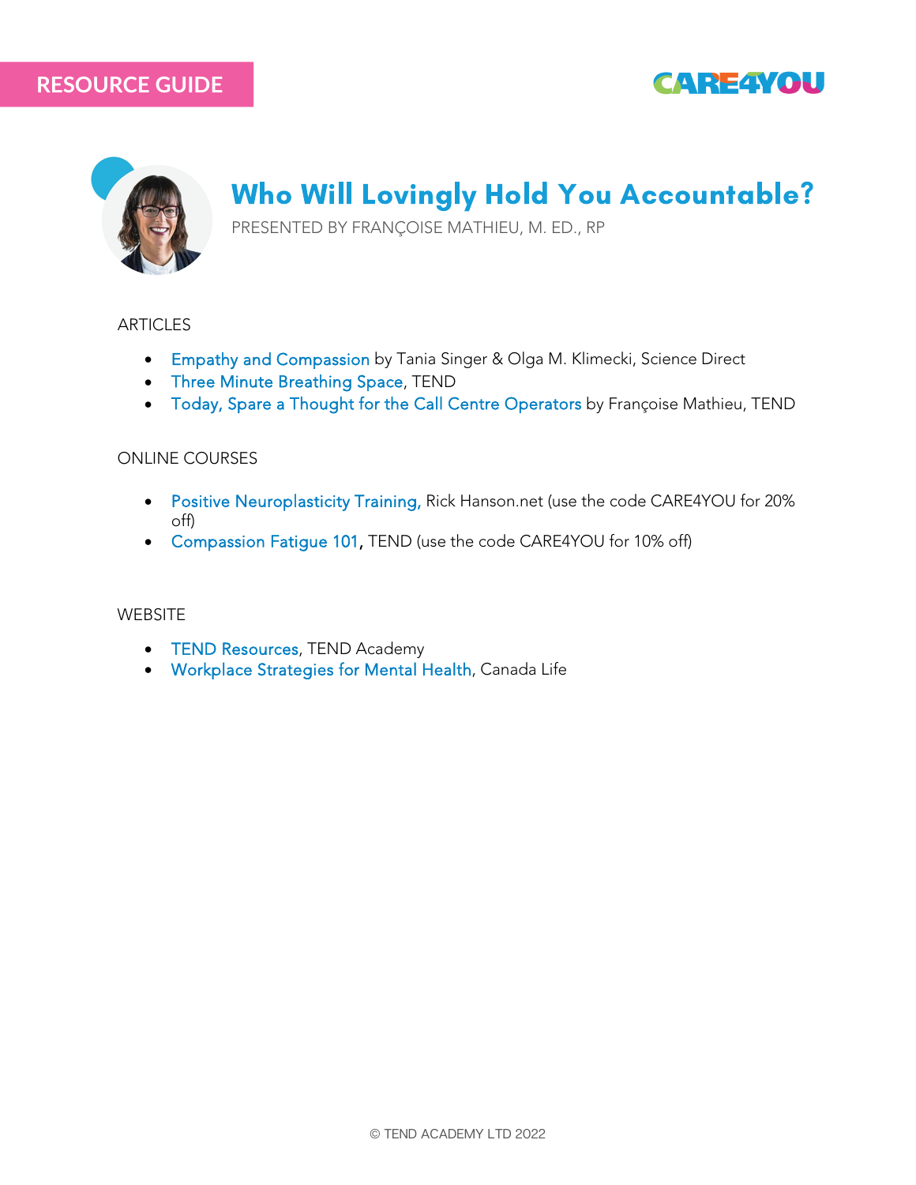RESOURCE GUIDE

# Who Will Lovingly Hold You Accountable?

PRESENTED BY FRANÇOISE MATHIEU, M. ED., RP

## ARTICLES

- Empathy and Compassion by Tania Singer & Olga M. Klimecki, Science Direct
- Three Minute Breathing Space, TEND
- Today, Spare a Thought for the Call Centre Operators by Françoise Mathieu, TEND

## ONLINE COURSES

- Positive Neuroplasticity Training, Rick Hanson.net (use the code CARE4YOU for 20% off)
- Compassion Fatigue 101, TEND (use the code CARE4YOU for 10% off)

## WEBSITE

- TEND Resources, TEND Academy
- Workplace Strategies for Mental Health, Canada Life

© TEND ACADEMY LTD 2022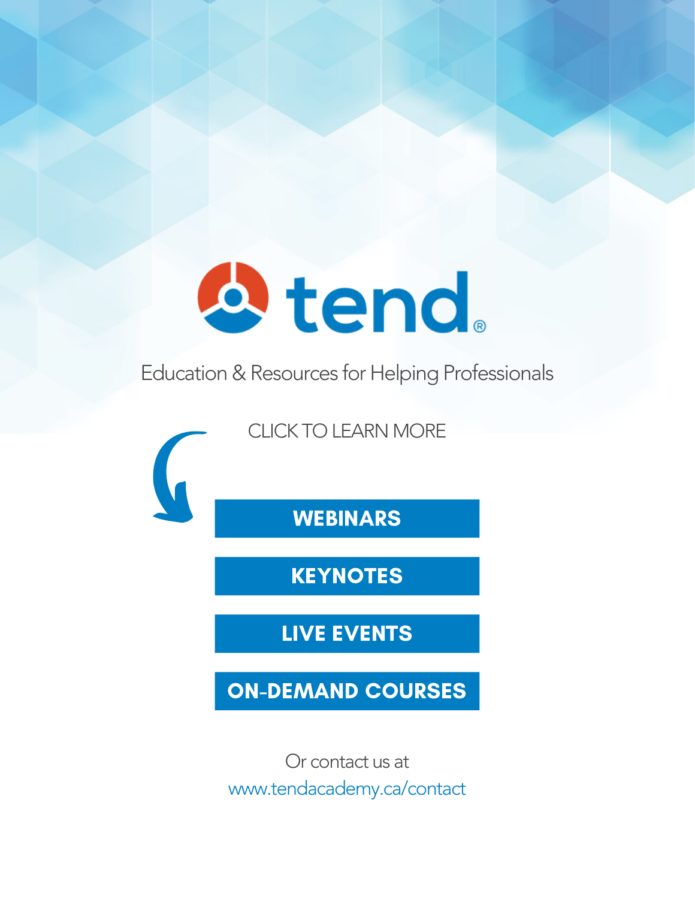# tend®

Education & Resources for Helping Professionals

CLICK TO LEARN MORE

**WEBINARS**

**KEYNOTES**

**LIVE EVENTS**

**ON-DEMAND COURSES**

Or contact us at
www.tendacademy.ca/contact